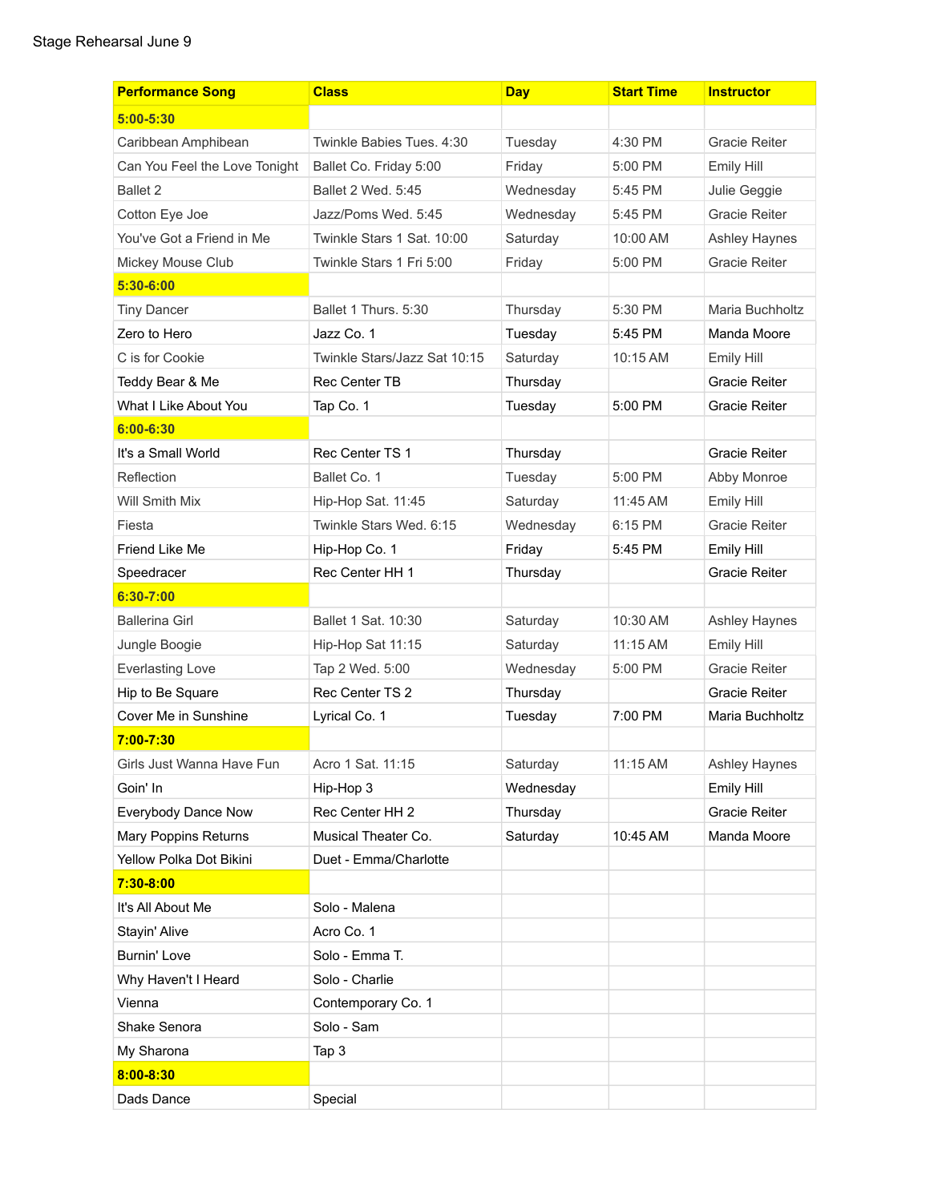Stage Rehearsal June 9

| Performance Song | Class | Day | Start Time | Instructor |
|---|---|---|---|---|
| **5:00-5:30** | | | | |
| Caribbean Amphibean | Twinkle Babies Tues. 4:30 | Tuesday | 4:30 PM | Gracie Reiter |
| Can You Feel the Love Tonight | Ballet Co. Friday 5:00 | Friday | 5:00 PM | Emily Hill |
| Ballet 2 | Ballet 2 Wed. 5:45 | Wednesday | 5:45 PM | Julie Geggie |
| Cotton Eye Joe | Jazz/Poms Wed. 5:45 | Wednesday | 5:45 PM | Gracie Reiter |
| You've Got a Friend in Me | Twinkle Stars 1 Sat. 10:00 | Saturday | 10:00 AM | Ashley Haynes |
| Mickey Mouse Club | Twinkle Stars 1 Fri 5:00 | Friday | 5:00 PM | Gracie Reiter |
| **5:30-6:00** | | | | |
| Tiny Dancer | Ballet 1 Thurs. 5:30 | Thursday | 5:30 PM | Maria Buchholtz |
| Zero to Hero | Jazz Co. 1 | Tuesday | 5:45 PM | Manda Moore |
| C is for Cookie | Twinkle Stars/Jazz Sat 10:15 | Saturday | 10:15 AM | Emily Hill |
| Teddy Bear & Me | Rec Center TB | Thursday | | Gracie Reiter |
| What I Like About You | Tap Co. 1 | Tuesday | 5:00 PM | Gracie Reiter |
| **6:00-6:30** | | | | |
| It's a Small World | Rec Center TS 1 | Thursday | | Gracie Reiter |
| Reflection | Ballet Co. 1 | Tuesday | 5:00 PM | Abby Monroe |
| Will Smith Mix | Hip-Hop Sat. 11:45 | Saturday | 11:45 AM | Emily Hill |
| Fiesta | Twinkle Stars Wed. 6:15 | Wednesday | 6:15 PM | Gracie Reiter |
| Friend Like Me | Hip-Hop Co. 1 | Friday | 5:45 PM | Emily Hill |
| Speedracer | Rec Center HH 1 | Thursday | | Gracie Reiter |
| **6:30-7:00** | | | | |
| Ballerina Girl | Ballet 1 Sat. 10:30 | Saturday | 10:30 AM | Ashley Haynes |
| Jungle Boogie | Hip-Hop Sat 11:15 | Saturday | 11:15 AM | Emily Hill |
| Everlasting Love | Tap 2 Wed. 5:00 | Wednesday | 5:00 PM | Gracie Reiter |
| Hip to Be Square | Rec Center TS 2 | Thursday | | Gracie Reiter |
| Cover Me in Sunshine | Lyrical Co. 1 | Tuesday | 7:00 PM | Maria Buchholtz |
| **7:00-7:30** | | | | |
| Girls Just Wanna Have Fun | Acro 1 Sat. 11:15 | Saturday | 11:15 AM | Ashley Haynes |
| Goin' In | Hip-Hop 3 | Wednesday | | Emily Hill |
| Everybody Dance Now | Rec Center HH 2 | Thursday | | Gracie Reiter |
| Mary Poppins Returns | Musical Theater Co. | Saturday | 10:45 AM | Manda Moore |
| Yellow Polka Dot Bikini | Duet - Emma/Charlotte | | | |
| **7:30-8:00** | | | | |
| It's All About Me | Solo - Malena | | | |
| Stayin' Alive | Acro Co. 1 | | | |
| Burnin' Love | Solo - Emma T. | | | |
| Why Haven't I Heard | Solo - Charlie | | | |
| Vienna | Contemporary Co. 1 | | | |
| Shake Senora | Solo - Sam | | | |
| My Sharona | Tap 3 | | | |
| **8:00-8:30** | | | | |
| Dads Dance | Special | | | |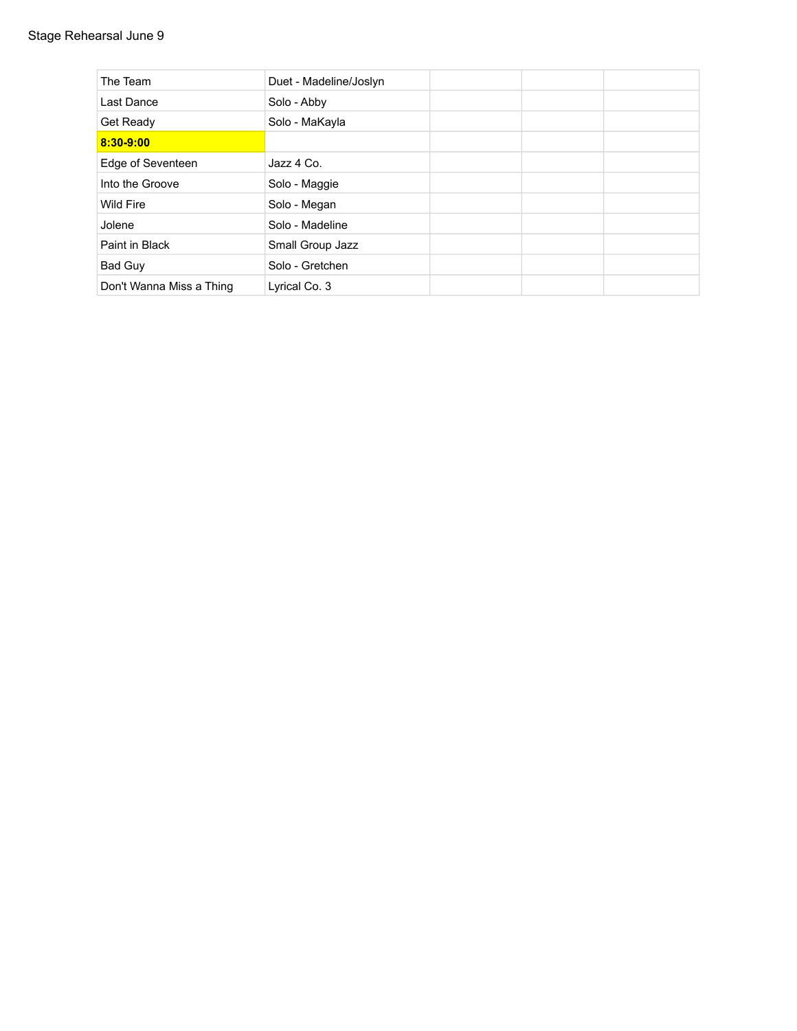Stage Rehearsal June 9

| | | | | |
|---|---|---|---|---|
| The Team | Duet - Madeline/Joslyn | | | |
| Last Dance | Solo - Abby | | | |
| Get Ready | Solo - MaKayla | | | |
| **8:30-9:00** | | | | |
| Edge of Seventeen | Jazz 4 Co. | | | |
| Into the Groove | Solo - Maggie | | | |
| Wild Fire | Solo - Megan | | | |
| Jolene | Solo - Madeline | | | |
| Paint in Black | Small Group Jazz | | | |
| Bad Guy | Solo - Gretchen | | | |
| Don't Wanna Miss a Thing | Lyrical Co. 3 | | | |